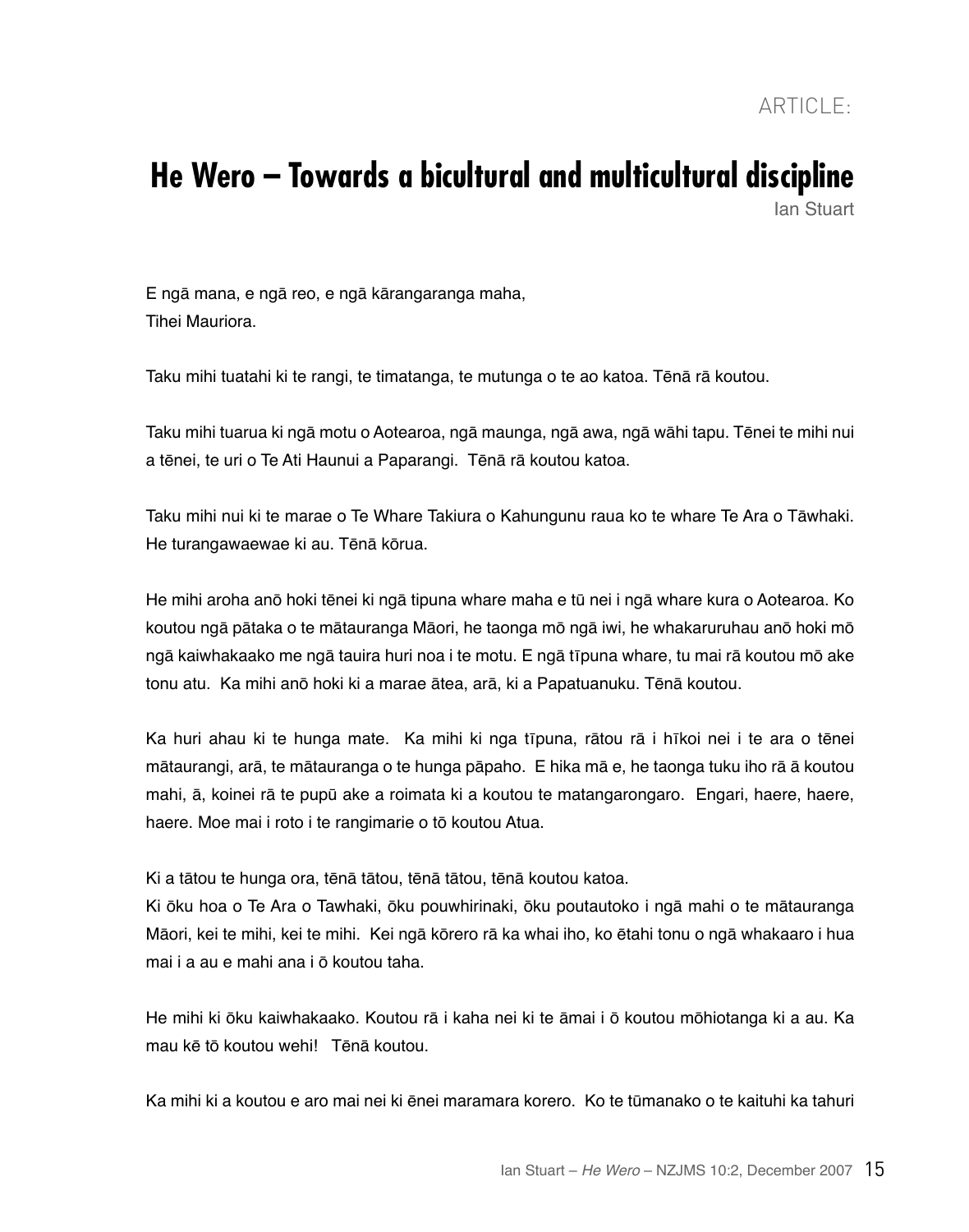ARTICLE:

# He Wero – Towards a bicultural and multicultural discipline

Ian Stuart

E ngā mana, e ngā reo, e ngā kārangaranga maha,
Tihei Mauriora.

Taku mihi tuatahi ki te rangi, te timatanga, te mutunga o te ao katoa. Tēnā rā koutou.

Taku mihi tuarua ki ngā motu o Aotearoa, ngā maunga, ngā awa, ngā wāhi tapu. Tēnei te mihi nui a tēnei, te uri o Te Ati Haunui a Paparangi. Tēnā rā koutou katoa.

Taku mihi nui ki te marae o Te Whare Takiura o Kahungunu raua ko te whare Te Ara o Tāwhaki. He turangawaewae ki au. Tēnā kōrua.

He mihi aroha anō hoki tēnei ki ngā tipuna whare maha e tū nei i ngā whare kura o Aotearoa. Ko koutou ngā pātaka o te mātauranga Māori, he taonga mō ngā iwi, he whakaruruhau anō hoki mō ngā kaiwhakaako me ngā tauira huri noa i te motu. E ngā tīpuna whare, tu mai rā koutou mō ake tonu atu. Ka mihi anō hoki ki a marae ātea, arā, ki a Papatuanuku. Tēnā koutou.

Ka huri ahau ki te hunga mate. Ka mihi ki nga tīpuna, rātou rā i hīkoi nei i te ara o tēnei mātaurangi, arā, te mātauranga o te hunga pāpaho. E hika mā e, he taonga tuku iho rā ā koutou mahi, ā, koinei rā te pupū ake a roimata ki a koutou te matangarongaro. Engari, haere, haere, haere. Moe mai i roto i te rangimarie o tō koutou Atua.

Ki a tātou te hunga ora, tēnā tātou, tēnā tātou, tēnā koutou katoa.
Ki ōku hoa o Te Ara o Tawhaki, ōku pouwhirinaki, ōku poutautoko i ngā mahi o te mātauranga Māori, kei te mihi, kei te mihi. Kei ngā kōrero rā ka whai iho, ko ētahi tonu o ngā whakaaro i hua mai i a au e mahi ana i ō koutou taha.

He mihi ki ōku kaiwhakaako. Koutou rā i kaha nei ki te āmai i ō koutou mōhiotanga ki a au. Ka mau kē tō koutou wehi! Tēnā koutou.

Ka mihi ki a koutou e aro mai nei ki ēnei maramara korero. Ko te tūmanako o te kaituhi ka tahuri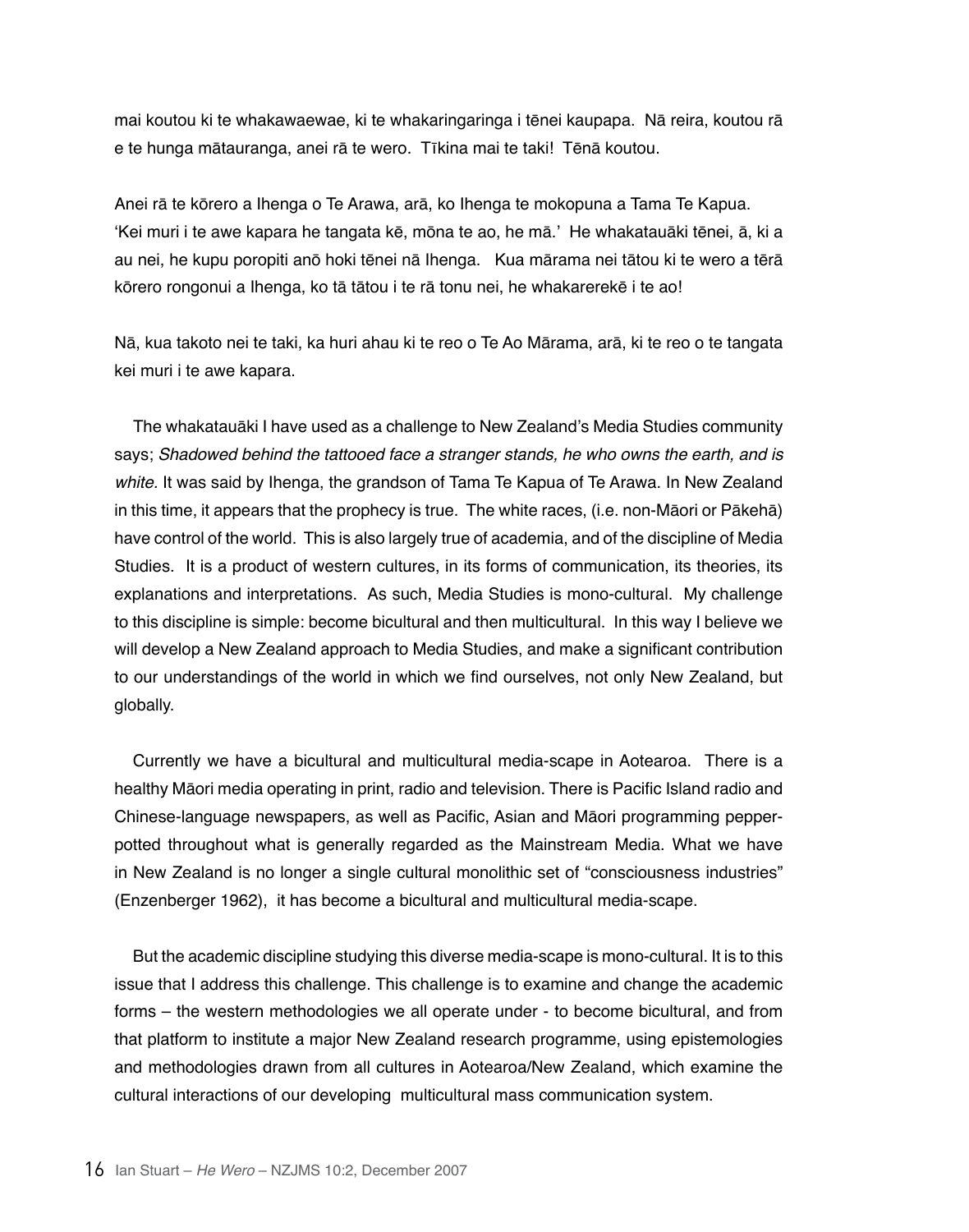mai koutou ki te whakawaewae, ki te whakaringaringa i tēnei kaupapa. Nā reira, koutou rā e te hunga mātauranga, anei rā te wero. Tīkina mai te taki! Tēnā koutou.

Anei rā te kōrero a Ihenga o Te Arawa, arā, ko Ihenga te mokopuna a Tama Te Kapua. 'Kei muri i te awe kapara he tangata kē, mōna te ao, he mā.' He whakatauāki tēnei, ā, ki a au nei, he kupu poropiti anō hoki tēnei nā Ihenga. Kua mārama nei tātou ki te wero a tērā kōrero rongonui a Ihenga, ko tā tātou i te rā tonu nei, he whakarerekē i te ao!

Nā, kua takoto nei te taki, ka huri ahau ki te reo o Te Ao Mārama, arā, ki te reo o te tangata kei muri i te awe kapara.

The whakatauāki I have used as a challenge to New Zealand's Media Studies community says; *Shadowed behind the tattooed face a stranger stands, he who owns the earth, and is white.* It was said by Ihenga, the grandson of Tama Te Kapua of Te Arawa. In New Zealand in this time, it appears that the prophecy is true. The white races, (i.e. non-Māori or Pākehā) have control of the world. This is also largely true of academia, and of the discipline of Media Studies. It is a product of western cultures, in its forms of communication, its theories, its explanations and interpretations. As such, Media Studies is mono-cultural. My challenge to this discipline is simple: become bicultural and then multicultural. In this way I believe we will develop a New Zealand approach to Media Studies, and make a significant contribution to our understandings of the world in which we find ourselves, not only New Zealand, but globally.

Currently we have a bicultural and multicultural media-scape in Aotearoa. There is a healthy Māori media operating in print, radio and television. There is Pacific Island radio and Chinese-language newspapers, as well as Pacific, Asian and Māori programming pepper-potted throughout what is generally regarded as the Mainstream Media. What we have in New Zealand is no longer a single cultural monolithic set of "consciousness industries" (Enzenberger 1962), it has become a bicultural and multicultural media-scape.

But the academic discipline studying this diverse media-scape is mono-cultural. It is to this issue that I address this challenge. This challenge is to examine and change the academic forms – the western methodologies we all operate under - to become bicultural, and from that platform to institute a major New Zealand research programme, using epistemologies and methodologies drawn from all cultures in Aotearoa/New Zealand, which examine the cultural interactions of our developing multicultural mass communication system.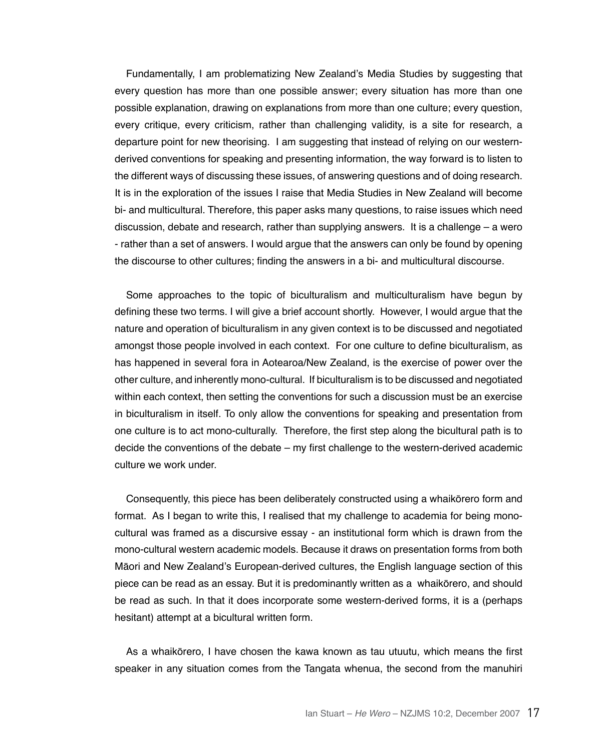Fundamentally, I am problematizing New Zealand's Media Studies by suggesting that every question has more than one possible answer; every situation has more than one possible explanation, drawing on explanations from more than one culture; every question, every critique, every criticism, rather than challenging validity, is a site for research, a departure point for new theorising. I am suggesting that instead of relying on our western-derived conventions for speaking and presenting information, the way forward is to listen to the different ways of discussing these issues, of answering questions and of doing research. It is in the exploration of the issues I raise that Media Studies in New Zealand will become bi- and multicultural. Therefore, this paper asks many questions, to raise issues which need discussion, debate and research, rather than supplying answers. It is a challenge – a wero - rather than a set of answers. I would argue that the answers can only be found by opening the discourse to other cultures; finding the answers in a bi- and multicultural discourse.

Some approaches to the topic of biculturalism and multiculturalism have begun by defining these two terms. I will give a brief account shortly. However, I would argue that the nature and operation of biculturalism in any given context is to be discussed and negotiated amongst those people involved in each context. For one culture to define biculturalism, as has happened in several fora in Aotearoa/New Zealand, is the exercise of power over the other culture, and inherently mono-cultural. If biculturalism is to be discussed and negotiated within each context, then setting the conventions for such a discussion must be an exercise in biculturalism in itself. To only allow the conventions for speaking and presentation from one culture is to act mono-culturally. Therefore, the first step along the bicultural path is to decide the conventions of the debate – my first challenge to the western-derived academic culture we work under.

Consequently, this piece has been deliberately constructed using a whaikōrero form and format. As I began to write this, I realised that my challenge to academia for being mono-cultural was framed as a discursive essay - an institutional form which is drawn from the mono-cultural western academic models. Because it draws on presentation forms from both Māori and New Zealand's European-derived cultures, the English language section of this piece can be read as an essay. But it is predominantly written as a whaikōrero, and should be read as such. In that it does incorporate some western-derived forms, it is a (perhaps hesitant) attempt at a bicultural written form.

As a whaikōrero, I have chosen the kawa known as tau utuutu, which means the first speaker in any situation comes from the Tangata whenua, the second from the manuhiri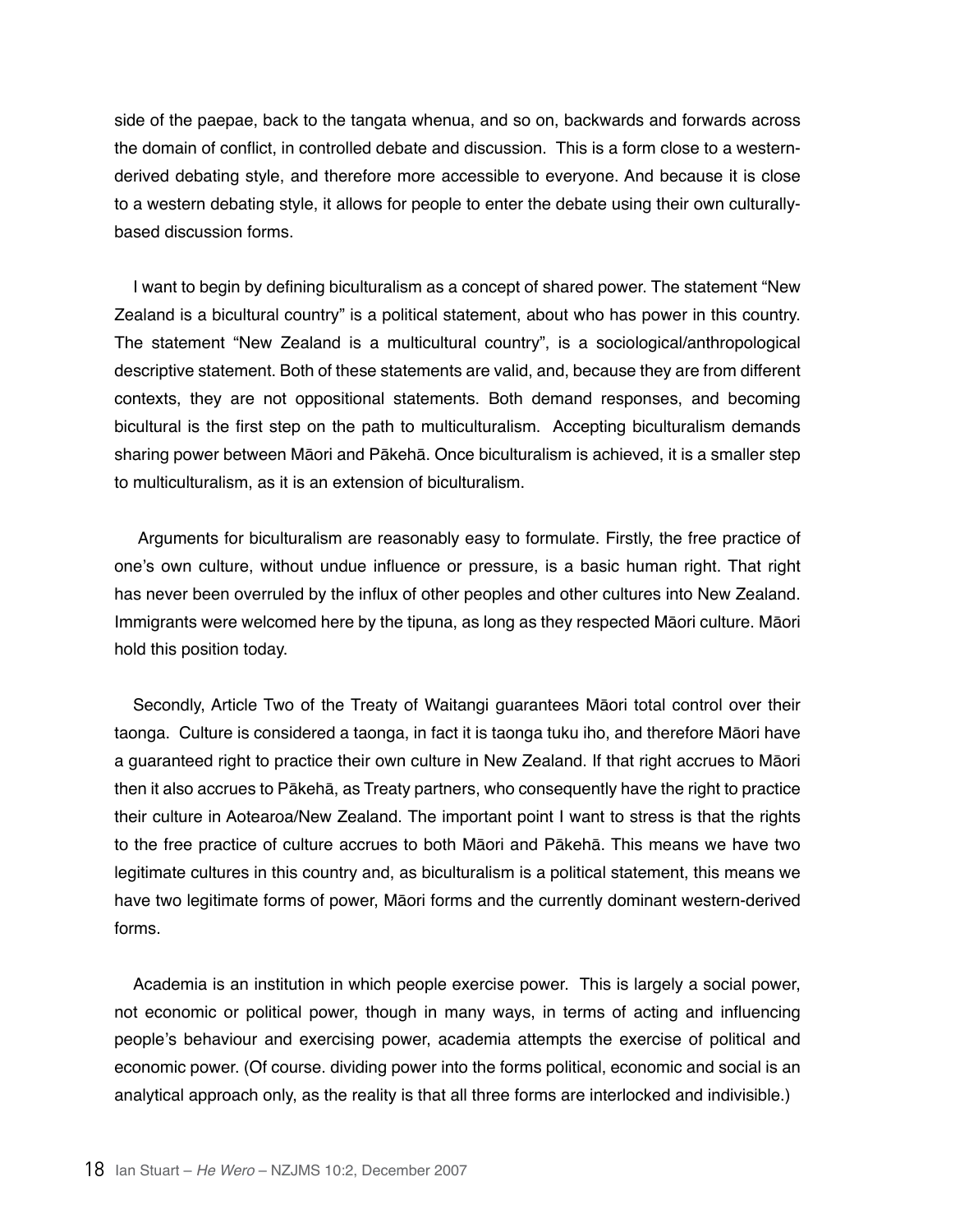side of the paepae, back to the tangata whenua, and so on, backwards and forwards across the domain of conflict, in controlled debate and discussion. This is a form close to a western-derived debating style, and therefore more accessible to everyone. And because it is close to a western debating style, it allows for people to enter the debate using their own culturally-based discussion forms.

I want to begin by defining biculturalism as a concept of shared power. The statement "New Zealand is a bicultural country" is a political statement, about who has power in this country. The statement "New Zealand is a multicultural country", is a sociological/anthropological descriptive statement. Both of these statements are valid, and, because they are from different contexts, they are not oppositional statements. Both demand responses, and becoming bicultural is the first step on the path to multiculturalism. Accepting biculturalism demands sharing power between Māori and Pākehā. Once biculturalism is achieved, it is a smaller step to multiculturalism, as it is an extension of biculturalism.

Arguments for biculturalism are reasonably easy to formulate. Firstly, the free practice of one's own culture, without undue influence or pressure, is a basic human right. That right has never been overruled by the influx of other peoples and other cultures into New Zealand. Immigrants were welcomed here by the tipuna, as long as they respected Māori culture. Māori hold this position today.

Secondly, Article Two of the Treaty of Waitangi guarantees Māori total control over their taonga. Culture is considered a taonga, in fact it is taonga tuku iho, and therefore Māori have a guaranteed right to practice their own culture in New Zealand. If that right accrues to Māori then it also accrues to Pākehā, as Treaty partners, who consequently have the right to practice their culture in Aotearoa/New Zealand. The important point I want to stress is that the rights to the free practice of culture accrues to both Māori and Pākehā. This means we have two legitimate cultures in this country and, as biculturalism is a political statement, this means we have two legitimate forms of power, Māori forms and the currently dominant western-derived forms.

Academia is an institution in which people exercise power. This is largely a social power, not economic or political power, though in many ways, in terms of acting and influencing people's behaviour and exercising power, academia attempts the exercise of political and economic power. (Of course. dividing power into the forms political, economic and social is an analytical approach only, as the reality is that all three forms are interlocked and indivisible.)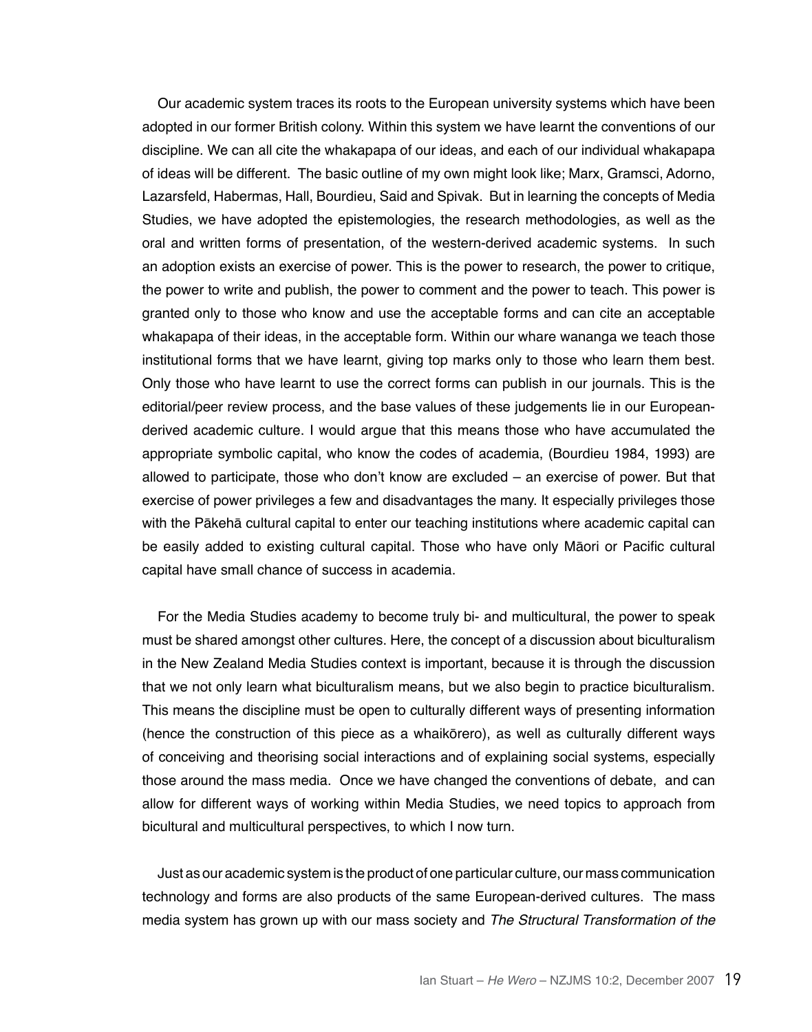Our academic system traces its roots to the European university systems which have been adopted in our former British colony. Within this system we have learnt the conventions of our discipline. We can all cite the whakapapa of our ideas, and each of our individual whakapapa of ideas will be different. The basic outline of my own might look like; Marx, Gramsci, Adorno, Lazarsfeld, Habermas, Hall, Bourdieu, Said and Spivak. But in learning the concepts of Media Studies, we have adopted the epistemologies, the research methodologies, as well as the oral and written forms of presentation, of the western-derived academic systems. In such an adoption exists an exercise of power. This is the power to research, the power to critique, the power to write and publish, the power to comment and the power to teach. This power is granted only to those who know and use the acceptable forms and can cite an acceptable whakapapa of their ideas, in the acceptable form. Within our whare wananga we teach those institutional forms that we have learnt, giving top marks only to those who learn them best. Only those who have learnt to use the correct forms can publish in our journals. This is the editorial/peer review process, and the base values of these judgements lie in our European-derived academic culture. I would argue that this means those who have accumulated the appropriate symbolic capital, who know the codes of academia, (Bourdieu 1984, 1993) are allowed to participate, those who don't know are excluded – an exercise of power. But that exercise of power privileges a few and disadvantages the many. It especially privileges those with the Pākehā cultural capital to enter our teaching institutions where academic capital can be easily added to existing cultural capital. Those who have only Māori or Pacific cultural capital have small chance of success in academia.

For the Media Studies academy to become truly bi- and multicultural, the power to speak must be shared amongst other cultures. Here, the concept of a discussion about biculturalism in the New Zealand Media Studies context is important, because it is through the discussion that we not only learn what biculturalism means, but we also begin to practice biculturalism. This means the discipline must be open to culturally different ways of presenting information (hence the construction of this piece as a whaikōrero), as well as culturally different ways of conceiving and theorising social interactions and of explaining social systems, especially those around the mass media. Once we have changed the conventions of debate, and can allow for different ways of working within Media Studies, we need topics to approach from bicultural and multicultural perspectives, to which I now turn.

Just as our academic system is the product of one particular culture, our mass communication technology and forms are also products of the same European-derived cultures. The mass media system has grown up with our mass society and *The Structural Transformation of the*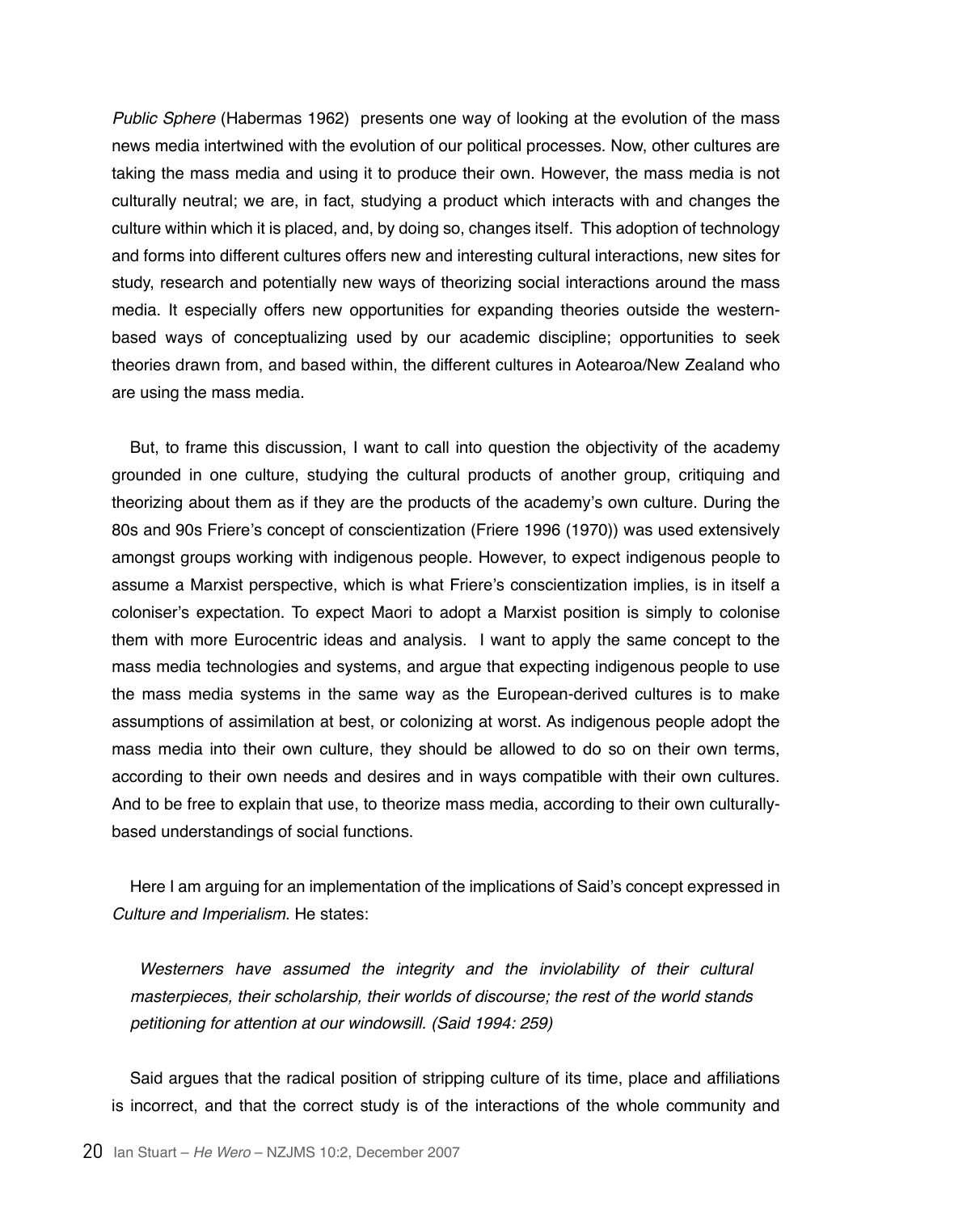*Public Sphere* (Habermas 1962) presents one way of looking at the evolution of the mass news media intertwined with the evolution of our political processes. Now, other cultures are taking the mass media and using it to produce their own. However, the mass media is not culturally neutral; we are, in fact, studying a product which interacts with and changes the culture within which it is placed, and, by doing so, changes itself. This adoption of technology and forms into different cultures offers new and interesting cultural interactions, new sites for study, research and potentially new ways of theorizing social interactions around the mass media. It especially offers new opportunities for expanding theories outside the western-based ways of conceptualizing used by our academic discipline; opportunities to seek theories drawn from, and based within, the different cultures in Aotearoa/New Zealand who are using the mass media.

But, to frame this discussion, I want to call into question the objectivity of the academy grounded in one culture, studying the cultural products of another group, critiquing and theorizing about them as if they are the products of the academy's own culture. During the 80s and 90s Friere's concept of conscientization (Friere 1996 (1970)) was used extensively amongst groups working with indigenous people. However, to expect indigenous people to assume a Marxist perspective, which is what Friere's conscientization implies, is in itself a coloniser's expectation. To expect Maori to adopt a Marxist position is simply to colonise them with more Eurocentric ideas and analysis. I want to apply the same concept to the mass media technologies and systems, and argue that expecting indigenous people to use the mass media systems in the same way as the European-derived cultures is to make assumptions of assimilation at best, or colonizing at worst. As indigenous people adopt the mass media into their own culture, they should be allowed to do so on their own terms, according to their own needs and desires and in ways compatible with their own cultures. And to be free to explain that use, to theorize mass media, according to their own culturally-based understandings of social functions.

Here I am arguing for an implementation of the implications of Said's concept expressed in *Culture and Imperialism*. He states:

> *Westerners have assumed the integrity and the inviolability of their cultural masterpieces, their scholarship, their worlds of discourse; the rest of the world stands petitioning for attention at our windowsill. (Said 1994: 259)*

Said argues that the radical position of stripping culture of its time, place and affiliations is incorrect, and that the correct study is of the interactions of the whole community and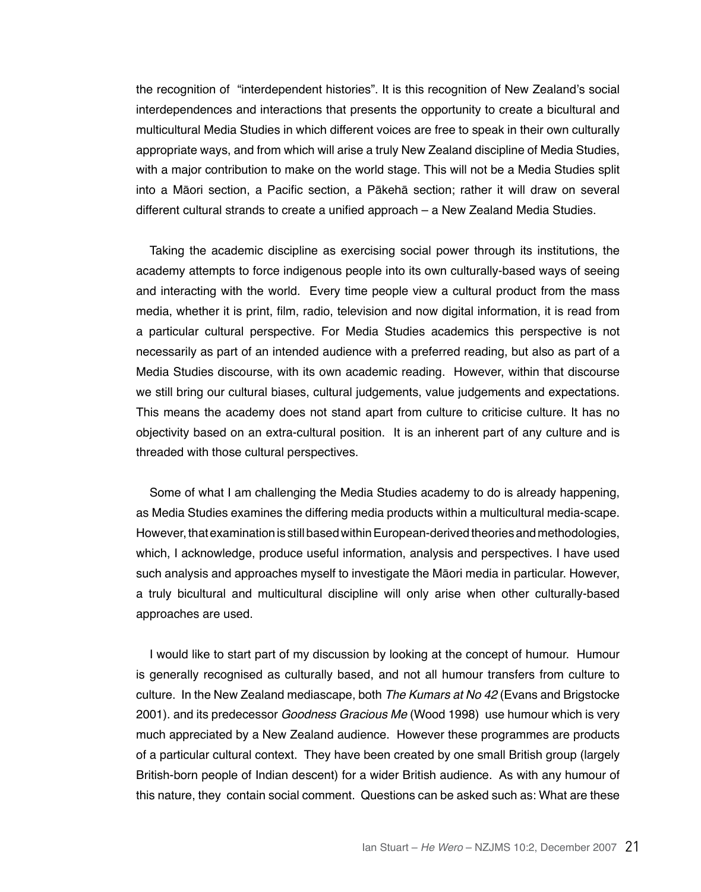the recognition of "interdependent histories". It is this recognition of New Zealand's social interdependences and interactions that presents the opportunity to create a bicultural and multicultural Media Studies in which different voices are free to speak in their own culturally appropriate ways, and from which will arise a truly New Zealand discipline of Media Studies, with a major contribution to make on the world stage. This will not be a Media Studies split into a Māori section, a Pacific section, a Pākehā section; rather it will draw on several different cultural strands to create a unified approach – a New Zealand Media Studies.

Taking the academic discipline as exercising social power through its institutions, the academy attempts to force indigenous people into its own culturally-based ways of seeing and interacting with the world. Every time people view a cultural product from the mass media, whether it is print, film, radio, television and now digital information, it is read from a particular cultural perspective. For Media Studies academics this perspective is not necessarily as part of an intended audience with a preferred reading, but also as part of a Media Studies discourse, with its own academic reading. However, within that discourse we still bring our cultural biases, cultural judgements, value judgements and expectations. This means the academy does not stand apart from culture to criticise culture. It has no objectivity based on an extra-cultural position. It is an inherent part of any culture and is threaded with those cultural perspectives.

Some of what I am challenging the Media Studies academy to do is already happening, as Media Studies examines the differing media products within a multicultural media-scape. However, that examination is still based within European-derived theories and methodologies, which, I acknowledge, produce useful information, analysis and perspectives. I have used such analysis and approaches myself to investigate the Māori media in particular. However, a truly bicultural and multicultural discipline will only arise when other culturally-based approaches are used.

I would like to start part of my discussion by looking at the concept of humour. Humour is generally recognised as culturally based, and not all humour transfers from culture to culture. In the New Zealand mediascape, both *The Kumars at No 42* (Evans and Brigstocke 2001). and its predecessor *Goodness Gracious Me* (Wood 1998) use humour which is very much appreciated by a New Zealand audience. However these programmes are products of a particular cultural context. They have been created by one small British group (largely British-born people of Indian descent) for a wider British audience. As with any humour of this nature, they contain social comment. Questions can be asked such as: What are these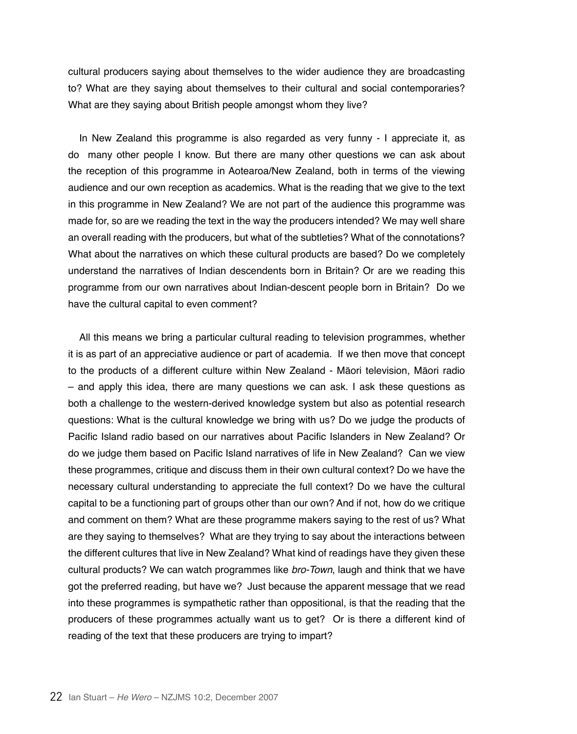cultural producers saying about themselves to the wider audience they are broadcasting to? What are they saying about themselves to their cultural and social contemporaries? What are they saying about British people amongst whom they live?

In New Zealand this programme is also regarded as very funny - I appreciate it, as do many other people I know. But there are many other questions we can ask about the reception of this programme in Aotearoa/New Zealand, both in terms of the viewing audience and our own reception as academics. What is the reading that we give to the text in this programme in New Zealand? We are not part of the audience this programme was made for, so are we reading the text in the way the producers intended? We may well share an overall reading with the producers, but what of the subtleties? What of the connotations? What about the narratives on which these cultural products are based? Do we completely understand the narratives of Indian descendents born in Britain? Or are we reading this programme from our own narratives about Indian-descent people born in Britain? Do we have the cultural capital to even comment?

All this means we bring a particular cultural reading to television programmes, whether it is as part of an appreciative audience or part of academia. If we then move that concept to the products of a different culture within New Zealand - Māori television, Māori radio – and apply this idea, there are many questions we can ask. I ask these questions as both a challenge to the western-derived knowledge system but also as potential research questions: What is the cultural knowledge we bring with us? Do we judge the products of Pacific Island radio based on our narratives about Pacific Islanders in New Zealand? Or do we judge them based on Pacific Island narratives of life in New Zealand? Can we view these programmes, critique and discuss them in their own cultural context? Do we have the necessary cultural understanding to appreciate the full context? Do we have the cultural capital to be a functioning part of groups other than our own? And if not, how do we critique and comment on them? What are these programme makers saying to the rest of us? What are they saying to themselves? What are they trying to say about the interactions between the different cultures that live in New Zealand? What kind of readings have they given these cultural products? We can watch programmes like *bro-Town*, laugh and think that we have got the preferred reading, but have we? Just because the apparent message that we read into these programmes is sympathetic rather than oppositional, is that the reading that the producers of these programmes actually want us to get? Or is there a different kind of reading of the text that these producers are trying to impart?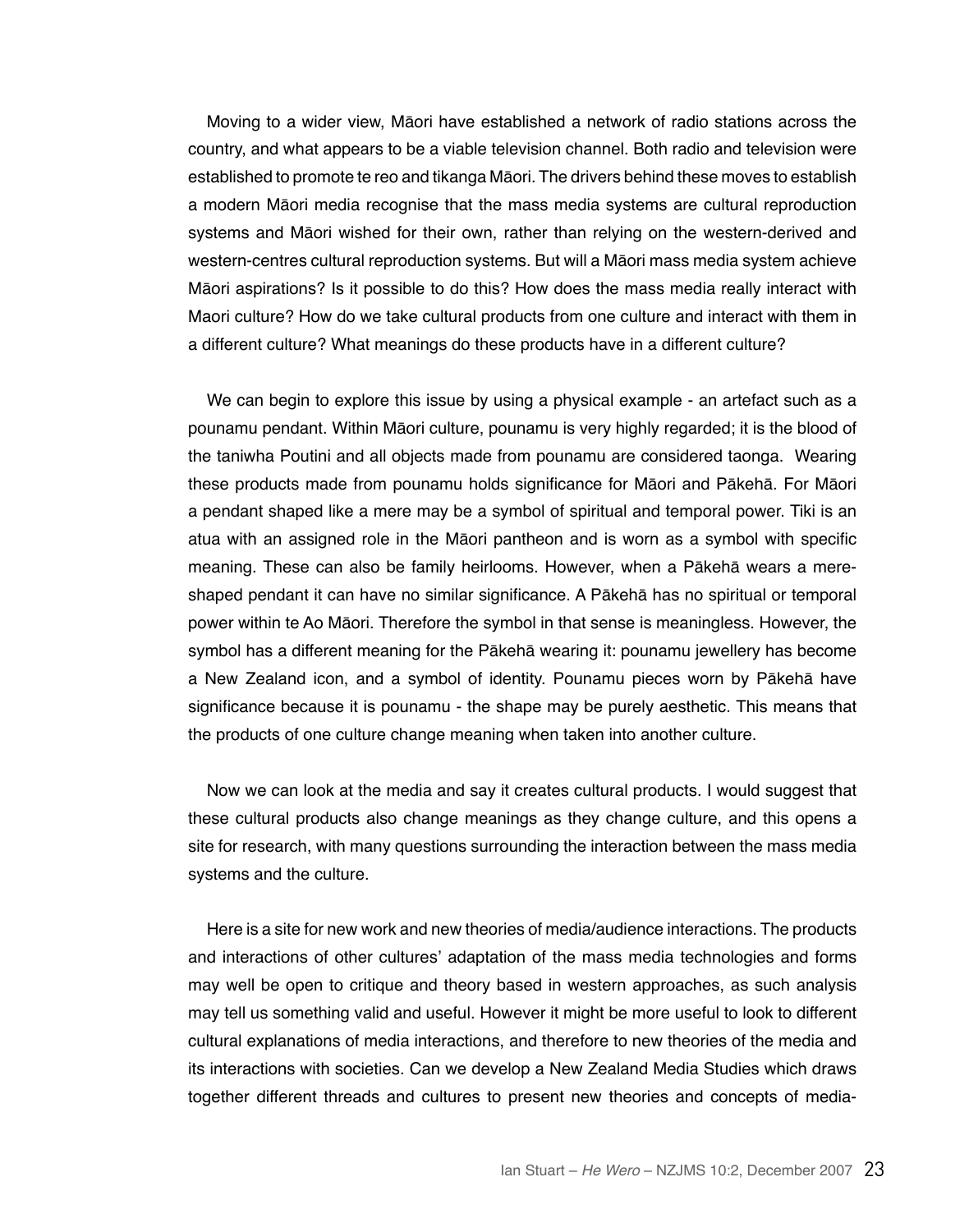Moving to a wider view, Māori have established a network of radio stations across the country, and what appears to be a viable television channel. Both radio and television were established to promote te reo and tikanga Māori. The drivers behind these moves to establish a modern Māori media recognise that the mass media systems are cultural reproduction systems and Māori wished for their own, rather than relying on the western-derived and western-centres cultural reproduction systems. But will a Māori mass media system achieve Māori aspirations? Is it possible to do this? How does the mass media really interact with Maori culture? How do we take cultural products from one culture and interact with them in a different culture? What meanings do these products have in a different culture?

We can begin to explore this issue by using a physical example - an artefact such as a pounamu pendant. Within Māori culture, pounamu is very highly regarded; it is the blood of the taniwha Poutini and all objects made from pounamu are considered taonga. Wearing these products made from pounamu holds significance for Māori and Pākehā. For Māori a pendant shaped like a mere may be a symbol of spiritual and temporal power. Tiki is an atua with an assigned role in the Māori pantheon and is worn as a symbol with specific meaning. These can also be family heirlooms. However, when a Pākehā wears a mere-shaped pendant it can have no similar significance. A Pākehā has no spiritual or temporal power within te Ao Māori. Therefore the symbol in that sense is meaningless. However, the symbol has a different meaning for the Pākehā wearing it: pounamu jewellery has become a New Zealand icon, and a symbol of identity. Pounamu pieces worn by Pākehā have significance because it is pounamu - the shape may be purely aesthetic. This means that the products of one culture change meaning when taken into another culture.

Now we can look at the media and say it creates cultural products. I would suggest that these cultural products also change meanings as they change culture, and this opens a site for research, with many questions surrounding the interaction between the mass media systems and the culture.

Here is a site for new work and new theories of media/audience interactions. The products and interactions of other cultures' adaptation of the mass media technologies and forms may well be open to critique and theory based in western approaches, as such analysis may tell us something valid and useful. However it might be more useful to look to different cultural explanations of media interactions, and therefore to new theories of the media and its interactions with societies. Can we develop a New Zealand Media Studies which draws together different threads and cultures to present new theories and concepts of media-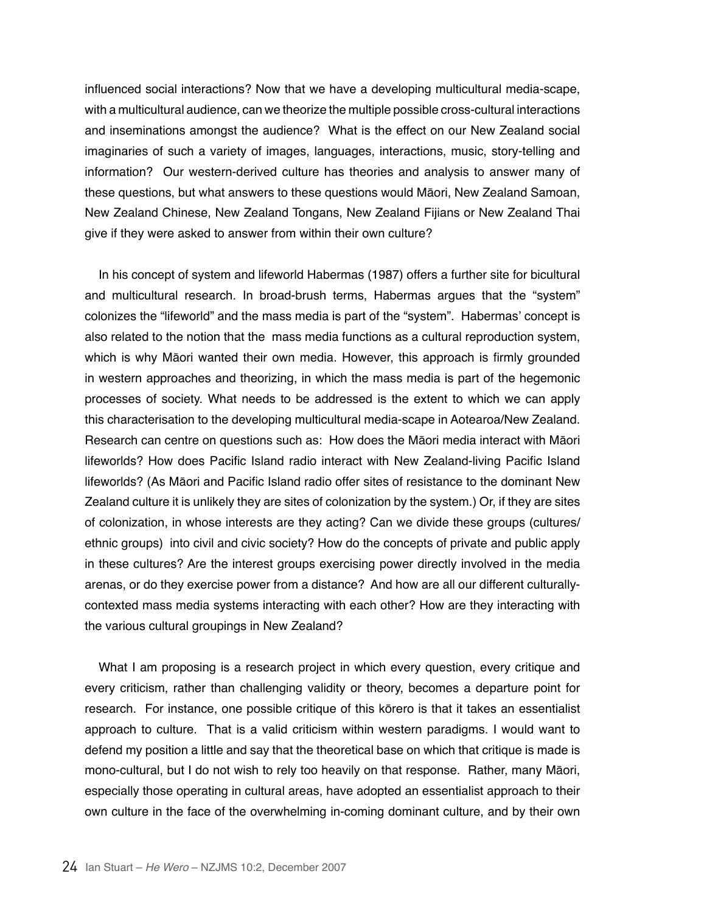influenced social interactions? Now that we have a developing multicultural media-scape, with a multicultural audience, can we theorize the multiple possible cross-cultural interactions and inseminations amongst the audience? What is the effect on our New Zealand social imaginaries of such a variety of images, languages, interactions, music, story-telling and information? Our western-derived culture has theories and analysis to answer many of these questions, but what answers to these questions would Māori, New Zealand Samoan, New Zealand Chinese, New Zealand Tongans, New Zealand Fijians or New Zealand Thai give if they were asked to answer from within their own culture?

In his concept of system and lifeworld Habermas (1987) offers a further site for bicultural and multicultural research. In broad-brush terms, Habermas argues that the "system" colonizes the "lifeworld" and the mass media is part of the "system". Habermas' concept is also related to the notion that the mass media functions as a cultural reproduction system, which is why Māori wanted their own media. However, this approach is firmly grounded in western approaches and theorizing, in which the mass media is part of the hegemonic processes of society. What needs to be addressed is the extent to which we can apply this characterisation to the developing multicultural media-scape in Aotearoa/New Zealand. Research can centre on questions such as: How does the Māori media interact with Māori lifeworlds? How does Pacific Island radio interact with New Zealand-living Pacific Island lifeworlds? (As Māori and Pacific Island radio offer sites of resistance to the dominant New Zealand culture it is unlikely they are sites of colonization by the system.) Or, if they are sites of colonization, in whose interests are they acting? Can we divide these groups (cultures/ ethnic groups) into civil and civic society? How do the concepts of private and public apply in these cultures? Are the interest groups exercising power directly involved in the media arenas, or do they exercise power from a distance? And how are all our different culturally-contexted mass media systems interacting with each other? How are they interacting with the various cultural groupings in New Zealand?

What I am proposing is a research project in which every question, every critique and every criticism, rather than challenging validity or theory, becomes a departure point for research. For instance, one possible critique of this kōrero is that it takes an essentialist approach to culture. That is a valid criticism within western paradigms. I would want to defend my position a little and say that the theoretical base on which that critique is made is mono-cultural, but I do not wish to rely too heavily on that response. Rather, many Māori, especially those operating in cultural areas, have adopted an essentialist approach to their own culture in the face of the overwhelming in-coming dominant culture, and by their own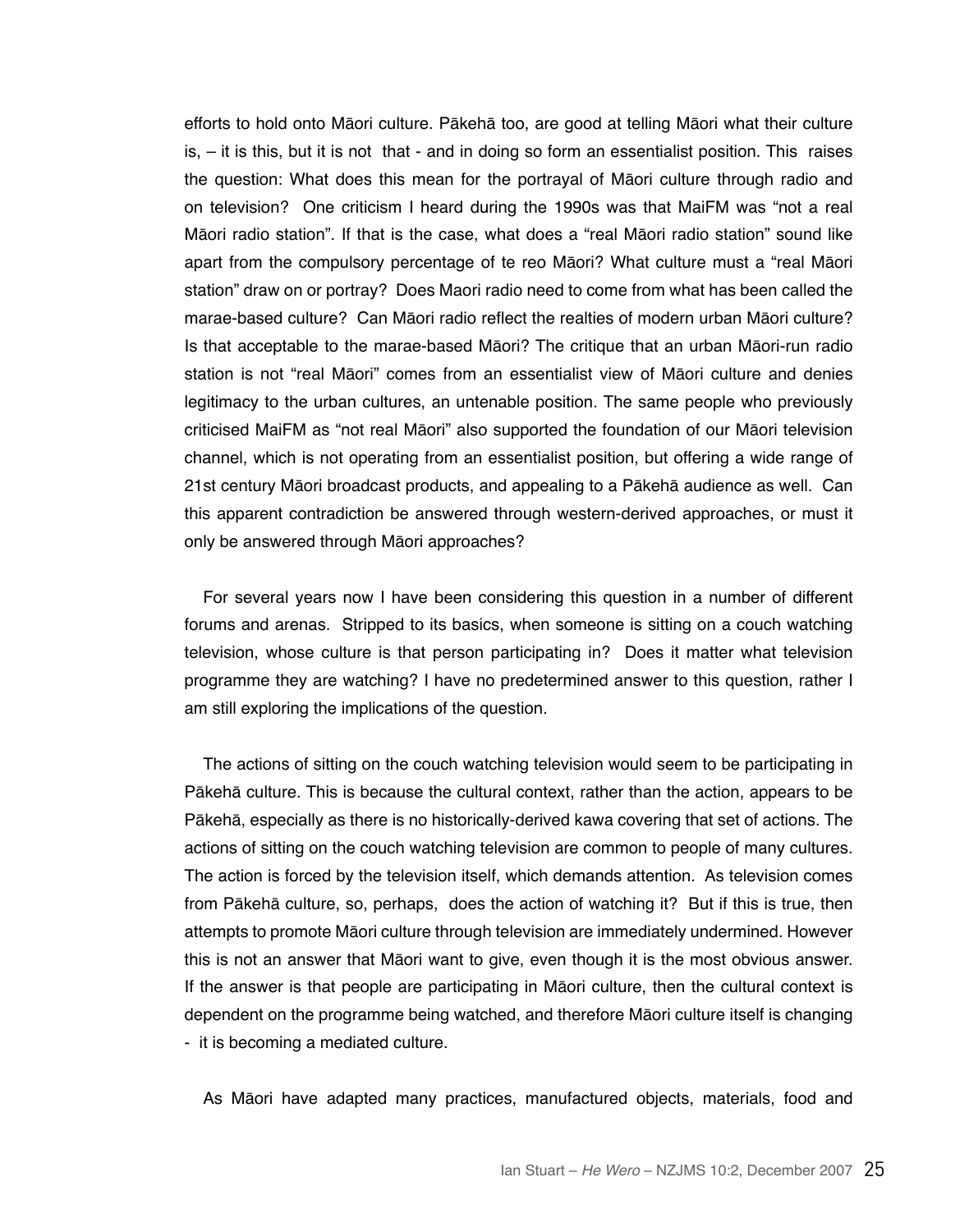efforts to hold onto Māori culture. Pākehā too, are good at telling Māori what their culture is, – it is this, but it is not that - and in doing so form an essentialist position. This raises the question: What does this mean for the portrayal of Māori culture through radio and on television? One criticism I heard during the 1990s was that MaiFM was "not a real Māori radio station". If that is the case, what does a "real Māori radio station" sound like apart from the compulsory percentage of te reo Māori? What culture must a "real Māori station" draw on or portray? Does Maori radio need to come from what has been called the marae-based culture? Can Māori radio reflect the realties of modern urban Māori culture? Is that acceptable to the marae-based Māori? The critique that an urban Māori-run radio station is not "real Māori" comes from an essentialist view of Māori culture and denies legitimacy to the urban cultures, an untenable position. The same people who previously criticised MaiFM as "not real Māori" also supported the foundation of our Māori television channel, which is not operating from an essentialist position, but offering a wide range of 21st century Māori broadcast products, and appealing to a Pākehā audience as well. Can this apparent contradiction be answered through western-derived approaches, or must it only be answered through Māori approaches?

For several years now I have been considering this question in a number of different forums and arenas. Stripped to its basics, when someone is sitting on a couch watching television, whose culture is that person participating in? Does it matter what television programme they are watching? I have no predetermined answer to this question, rather I am still exploring the implications of the question.

The actions of sitting on the couch watching television would seem to be participating in Pākehā culture. This is because the cultural context, rather than the action, appears to be Pākehā, especially as there is no historically-derived kawa covering that set of actions. The actions of sitting on the couch watching television are common to people of many cultures. The action is forced by the television itself, which demands attention. As television comes from Pākehā culture, so, perhaps, does the action of watching it? But if this is true, then attempts to promote Māori culture through television are immediately undermined. However this is not an answer that Māori want to give, even though it is the most obvious answer. If the answer is that people are participating in Māori culture, then the cultural context is dependent on the programme being watched, and therefore Māori culture itself is changing - it is becoming a mediated culture.

As Māori have adapted many practices, manufactured objects, materials, food and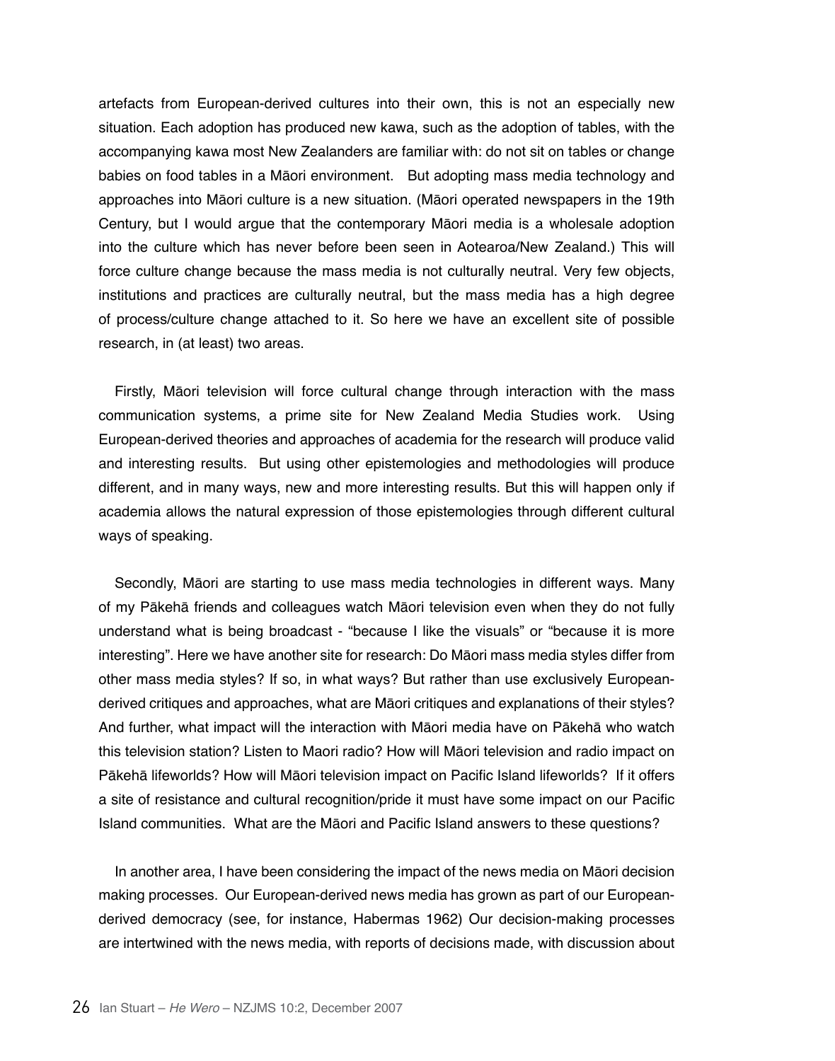artefacts from European-derived cultures into their own, this is not an especially new situation. Each adoption has produced new kawa, such as the adoption of tables, with the accompanying kawa most New Zealanders are familiar with: do not sit on tables or change babies on food tables in a Māori environment. But adopting mass media technology and approaches into Māori culture is a new situation. (Māori operated newspapers in the 19th Century, but I would argue that the contemporary Māori media is a wholesale adoption into the culture which has never before been seen in Aotearoa/New Zealand.) This will force culture change because the mass media is not culturally neutral. Very few objects, institutions and practices are culturally neutral, but the mass media has a high degree of process/culture change attached to it. So here we have an excellent site of possible research, in (at least) two areas.

Firstly, Māori television will force cultural change through interaction with the mass communication systems, a prime site for New Zealand Media Studies work. Using European-derived theories and approaches of academia for the research will produce valid and interesting results. But using other epistemologies and methodologies will produce different, and in many ways, new and more interesting results. But this will happen only if academia allows the natural expression of those epistemologies through different cultural ways of speaking.

Secondly, Māori are starting to use mass media technologies in different ways. Many of my Pākehā friends and colleagues watch Māori television even when they do not fully understand what is being broadcast - "because I like the visuals" or "because it is more interesting". Here we have another site for research: Do Māori mass media styles differ from other mass media styles? If so, in what ways? But rather than use exclusively European-derived critiques and approaches, what are Māori critiques and explanations of their styles? And further, what impact will the interaction with Māori media have on Pākehā who watch this television station? Listen to Maori radio? How will Māori television and radio impact on Pākehā lifeworlds? How will Māori television impact on Pacific Island lifeworlds? If it offers a site of resistance and cultural recognition/pride it must have some impact on our Pacific Island communities. What are the Māori and Pacific Island answers to these questions?

In another area, I have been considering the impact of the news media on Māori decision making processes. Our European-derived news media has grown as part of our European-derived democracy (see, for instance, Habermas 1962) Our decision-making processes are intertwined with the news media, with reports of decisions made, with discussion about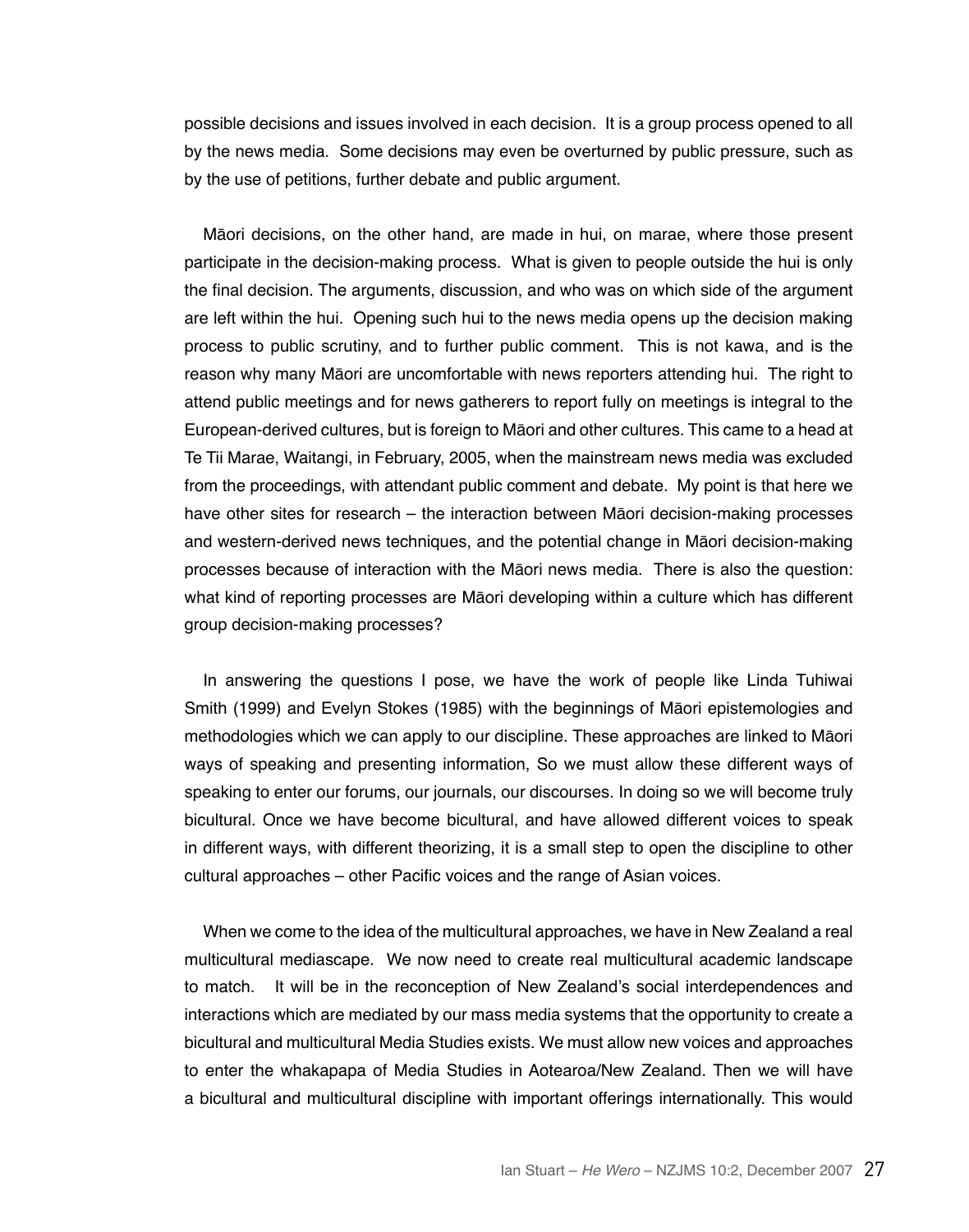possible decisions and issues involved in each decision. It is a group process opened to all by the news media. Some decisions may even be overturned by public pressure, such as by the use of petitions, further debate and public argument.

Māori decisions, on the other hand, are made in hui, on marae, where those present participate in the decision-making process. What is given to people outside the hui is only the final decision. The arguments, discussion, and who was on which side of the argument are left within the hui. Opening such hui to the news media opens up the decision making process to public scrutiny, and to further public comment. This is not kawa, and is the reason why many Māori are uncomfortable with news reporters attending hui. The right to attend public meetings and for news gatherers to report fully on meetings is integral to the European-derived cultures, but is foreign to Māori and other cultures. This came to a head at Te Tii Marae, Waitangi, in February, 2005, when the mainstream news media was excluded from the proceedings, with attendant public comment and debate. My point is that here we have other sites for research – the interaction between Māori decision-making processes and western-derived news techniques, and the potential change in Māori decision-making processes because of interaction with the Māori news media. There is also the question: what kind of reporting processes are Māori developing within a culture which has different group decision-making processes?

In answering the questions I pose, we have the work of people like Linda Tuhiwai Smith (1999) and Evelyn Stokes (1985) with the beginnings of Māori epistemologies and methodologies which we can apply to our discipline. These approaches are linked to Māori ways of speaking and presenting information, So we must allow these different ways of speaking to enter our forums, our journals, our discourses. In doing so we will become truly bicultural. Once we have become bicultural, and have allowed different voices to speak in different ways, with different theorizing, it is a small step to open the discipline to other cultural approaches – other Pacific voices and the range of Asian voices.

When we come to the idea of the multicultural approaches, we have in New Zealand a real multicultural mediascape. We now need to create real multicultural academic landscape to match. It will be in the reconception of New Zealand's social interdependences and interactions which are mediated by our mass media systems that the opportunity to create a bicultural and multicultural Media Studies exists. We must allow new voices and approaches to enter the whakapapa of Media Studies in Aotearoa/New Zealand. Then we will have a bicultural and multicultural discipline with important offerings internationally. This would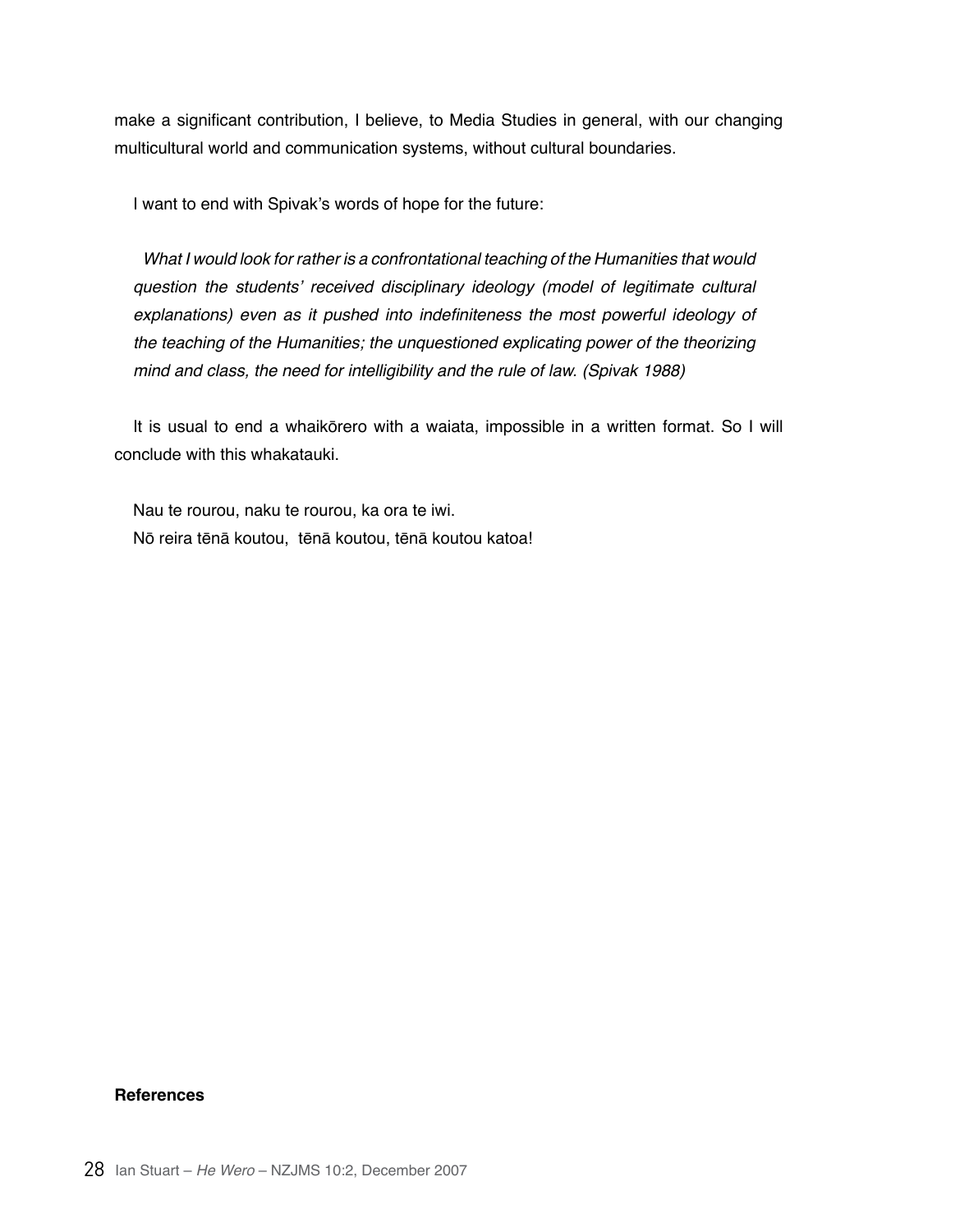make a significant contribution, I believe, to Media Studies in general, with our changing multicultural world and communication systems, without cultural boundaries.

I want to end with Spivak's words of hope for the future:

> *What I would look for rather is a confrontational teaching of the Humanities that would question the students' received disciplinary ideology (model of legitimate cultural explanations) even as it pushed into indefiniteness the most powerful ideology of the teaching of the Humanities; the unquestioned explicating power of the theorizing mind and class, the need for intelligibility and the rule of law. (Spivak 1988)*

It is usual to end a whaikōrero with a waiata, impossible in a written format. So I will conclude with this whakatauki.

Nau te rourou, naku te rourou, ka ora te iwi.
Nō reira tēnā koutou, tēnā koutou, tēnā koutou katoa!

**References**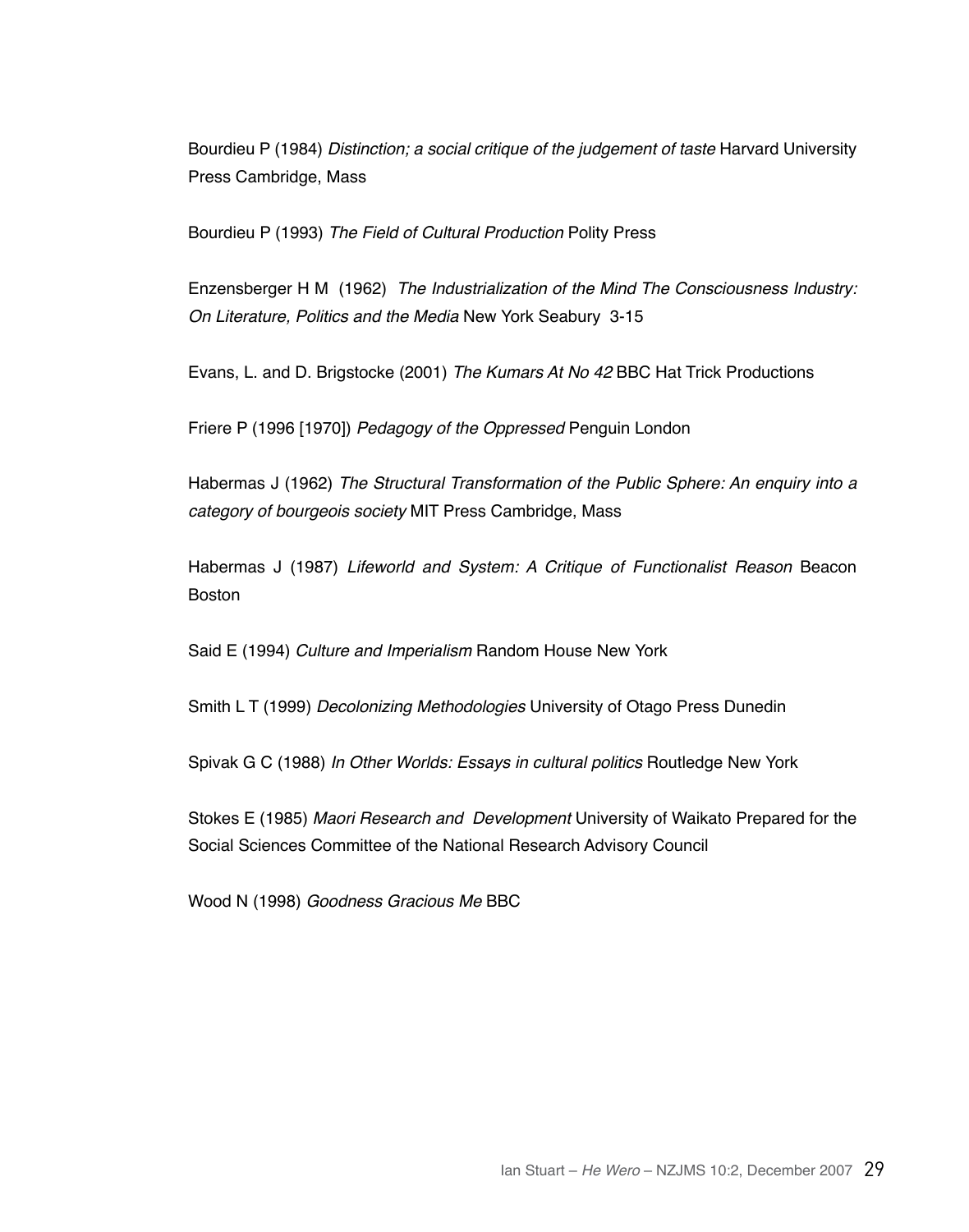Bourdieu P (1984) *Distinction; a social critique of the judgement of taste* Harvard University Press Cambridge, Mass

Bourdieu P (1993) *The Field of Cultural Production* Polity Press

Enzensberger H M (1962) *The Industrialization of the Mind The Consciousness Industry: On Literature, Politics and the Media* New York Seabury 3-15

Evans, L. and D. Brigstocke (2001) *The Kumars At No 42* BBC Hat Trick Productions

Friere P (1996 [1970]) *Pedagogy of the Oppressed* Penguin London

Habermas J (1962) *The Structural Transformation of the Public Sphere: An enquiry into a category of bourgeois society* MIT Press Cambridge, Mass

Habermas J (1987) *Lifeworld and System: A Critique of Functionalist Reason* Beacon Boston

Said E (1994) *Culture and Imperialism* Random House New York

Smith L T (1999) *Decolonizing Methodologies* University of Otago Press Dunedin

Spivak G C (1988) *In Other Worlds: Essays in cultural politics* Routledge New York

Stokes E (1985) *Maori Research and Development* University of Waikato Prepared for the Social Sciences Committee of the National Research Advisory Council

Wood N (1998) *Goodness Gracious Me* BBC